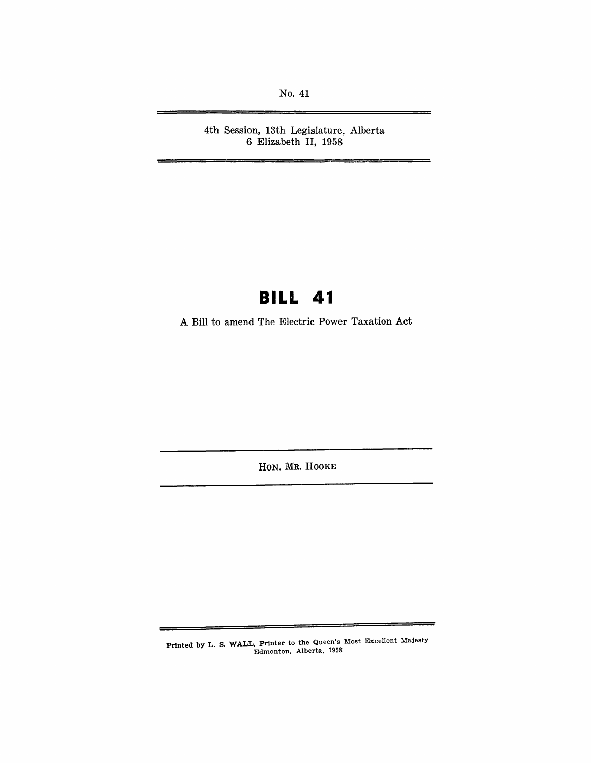No. 41

4th Session, 13th Legislature, Alberta
6 Elizabeth II, 1958

# BILL 41

A Bill to amend The Electric Power Taxation Act

HON. MR. HOOKE

Printed by L. S. WALL, Printer to the Queen's Most Excellent Majesty
Edmonton, Alberta, 1958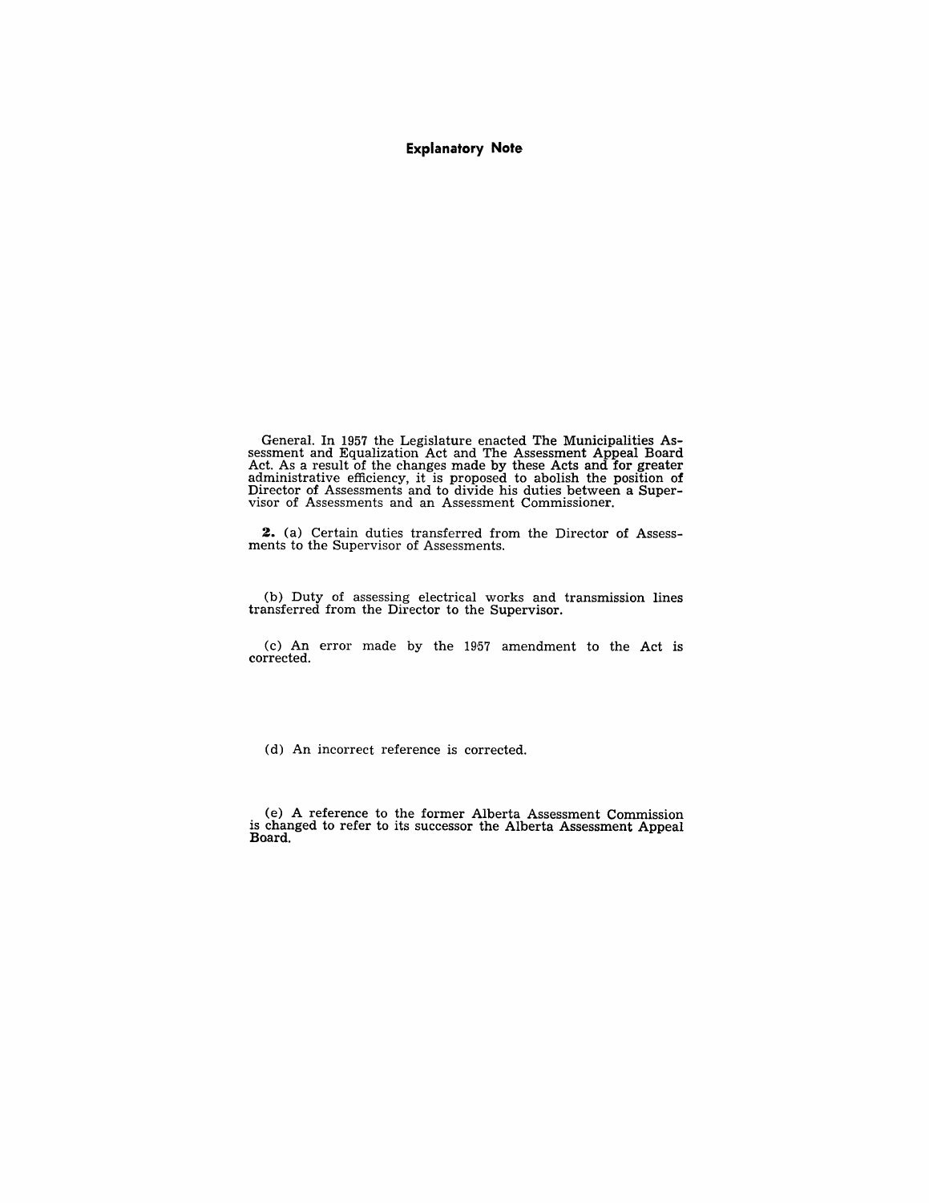## Explanatory Note

General. In 1957 the Legislature enacted The Municipalities Assessment and Equalization Act and The Assessment Appeal Board Act. As a result of the changes made by these Acts and for greater administrative efficiency, it is proposed to abolish the position of Director of Assessments and to divide his duties between a Supervisor of Assessments and an Assessment Commissioner.

**2.** (a) Certain duties transferred from the Director of Assessments to the Supervisor of Assessments.

(b) Duty of assessing electrical works and transmission lines transferred from the Director to the Supervisor.

(c) An error made by the 1957 amendment to the Act is corrected.

(d) An incorrect reference is corrected.

(e) A reference to the former Alberta Assessment Commission is changed to refer to its successor the Alberta Assessment Appeal Board.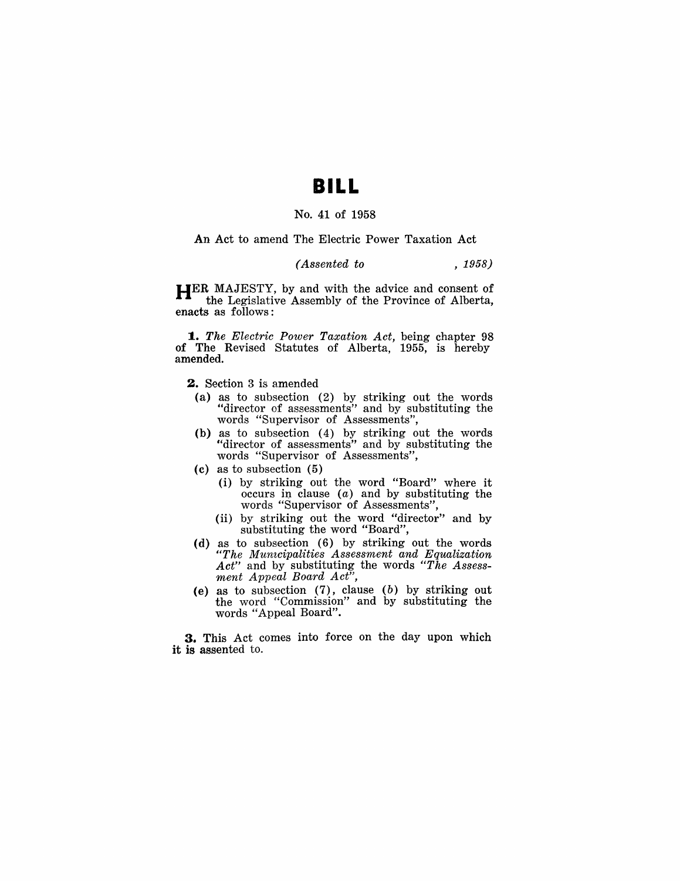# BILL

No. 41 of 1958

An Act to amend The Electric Power Taxation Act

*(Assented to , 1958)*

HER MAJESTY, by and with the advice and consent of the Legislative Assembly of the Province of Alberta, enacts as follows:

**1.** *The Electric Power Taxation Act,* being chapter 98 of The Revised Statutes of Alberta, 1955, is hereby amended.

**2.** Section 3 is amended

- (a) as to subsection (2) by striking out the words "director of assessments" and by substituting the words "Supervisor of Assessments",
- (b) as to subsection (4) by striking out the words "director of assessments" and by substituting the words "Supervisor of Assessments",
- (c) as to subsection (5)
  - (i) by striking out the word "Board" where it occurs in clause (*a*) and by substituting the words "Supervisor of Assessments",
  - (ii) by striking out the word "director" and by substituting the word "Board",
- (d) as to subsection (6) by striking out the words "*The Municipalities Assessment and Equalization Act*" and by substituting the words "*The Assessment Appeal Board Act*",
- (e) as to subsection (7), clause (*b*) by striking out the word "Commission" and by substituting the words "Appeal Board".

**3.** This Act comes into force on the day upon which it is assented to.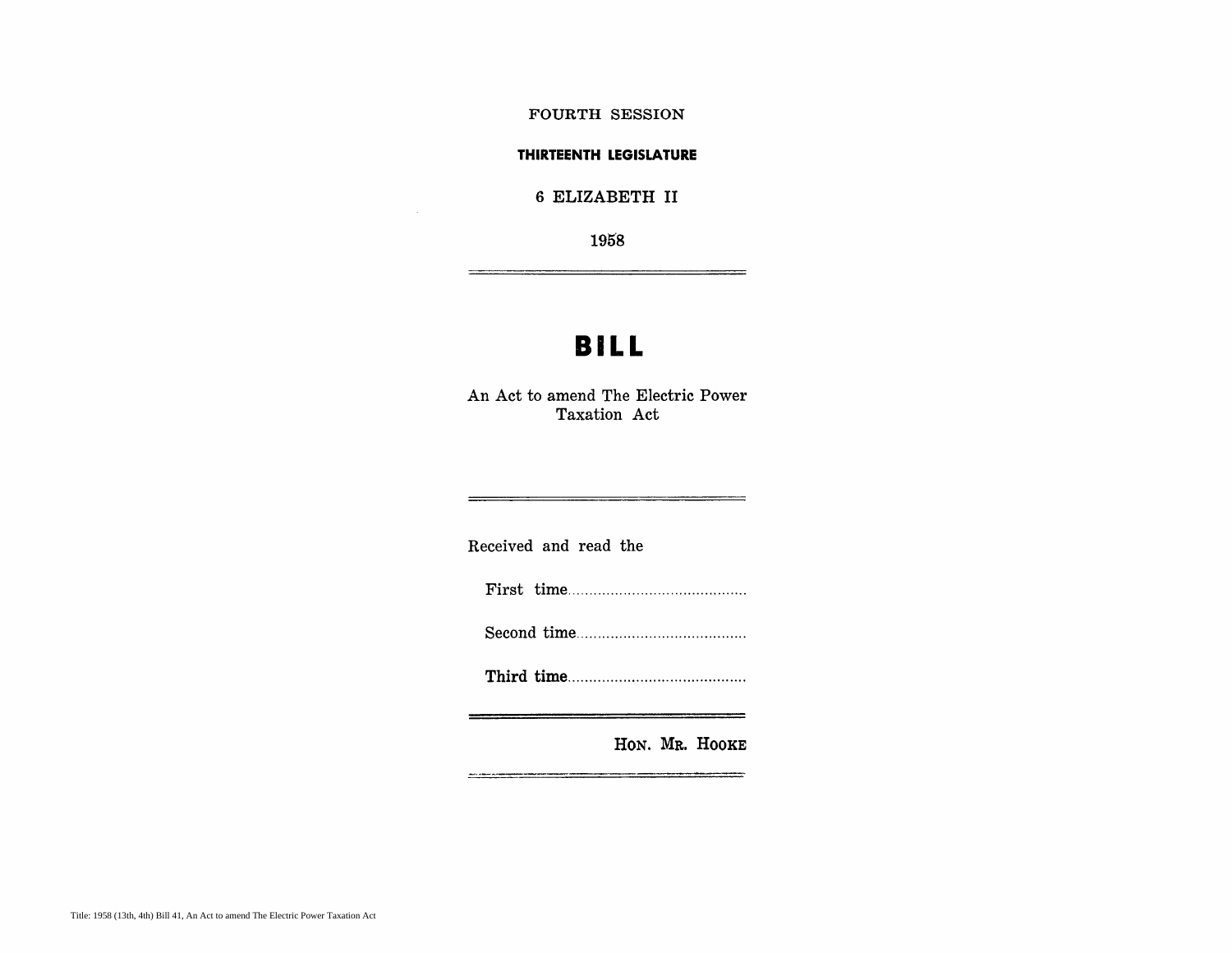FOURTH SESSION

**THIRTEENTH LEGISLATURE**

6 ELIZABETH II

1958

---

# BILL

An Act to amend The Electric Power Taxation Act

---

Received and read the

First time..........................................

Second time........................................

**Third time**..........................................

---

HON. MR. HOOKE

---

Title: 1958 (13th, 4th) Bill 41, An Act to amend The Electric Power Taxation Act